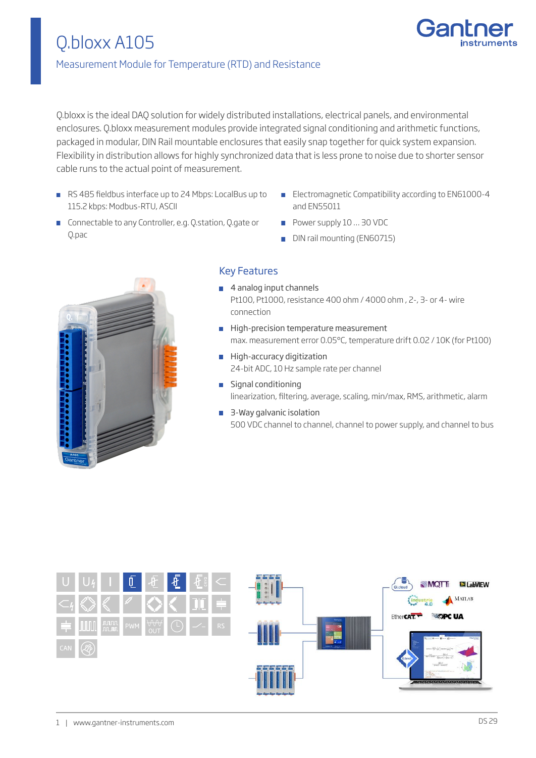# Q.bloxx A105

## Measurement Module for Temperature (RTD) and Resistance

Q.bloxx is the ideal DAQ solution for widely distributed installations, electrical panels, and environmental enclosures. Q.bloxx measurement modules provide integrated signal conditioning and arithmetic functions, packaged in modular, DIN Rail mountable enclosures that easily snap together for quick system expansion. Flexibility in distribution allows for highly synchronized data that is less prone to noise due to shorter sensor cable runs to the actual point of measurement.

- RS 485 fieldbus interface up to 24 Mbps: LocalBus up to 115.2 kbps: Modbus-RTU, ASCII
- Connectable to any Controller, e.g. Q.station, Q.gate or Q.pac
- Electromagnetic Compatibility according to EN61000-4 and EN55011
- Power supply 10 ... 30 VDC
- DIN rail mounting (EN60715)

## Key Features

- 4 analog input channels
  Pt100, Pt1000, resistance 400 ohm / 4000 ohm , 2-, 3- or 4- wire connection
- High-precision temperature measurement
  max. measurement error 0.05°C, temperature drift 0.02 / 10K (for Pt100)
- High-accuracy digitization
  24-bit ADC, 10 Hz sample rate per channel
- Signal conditioning
  linearization, filtering, average, scaling, min/max, RMS, arithmetic, alarm
- 3-Way galvanic isolation
  500 VDC channel to channel, channel to power supply, and channel to bus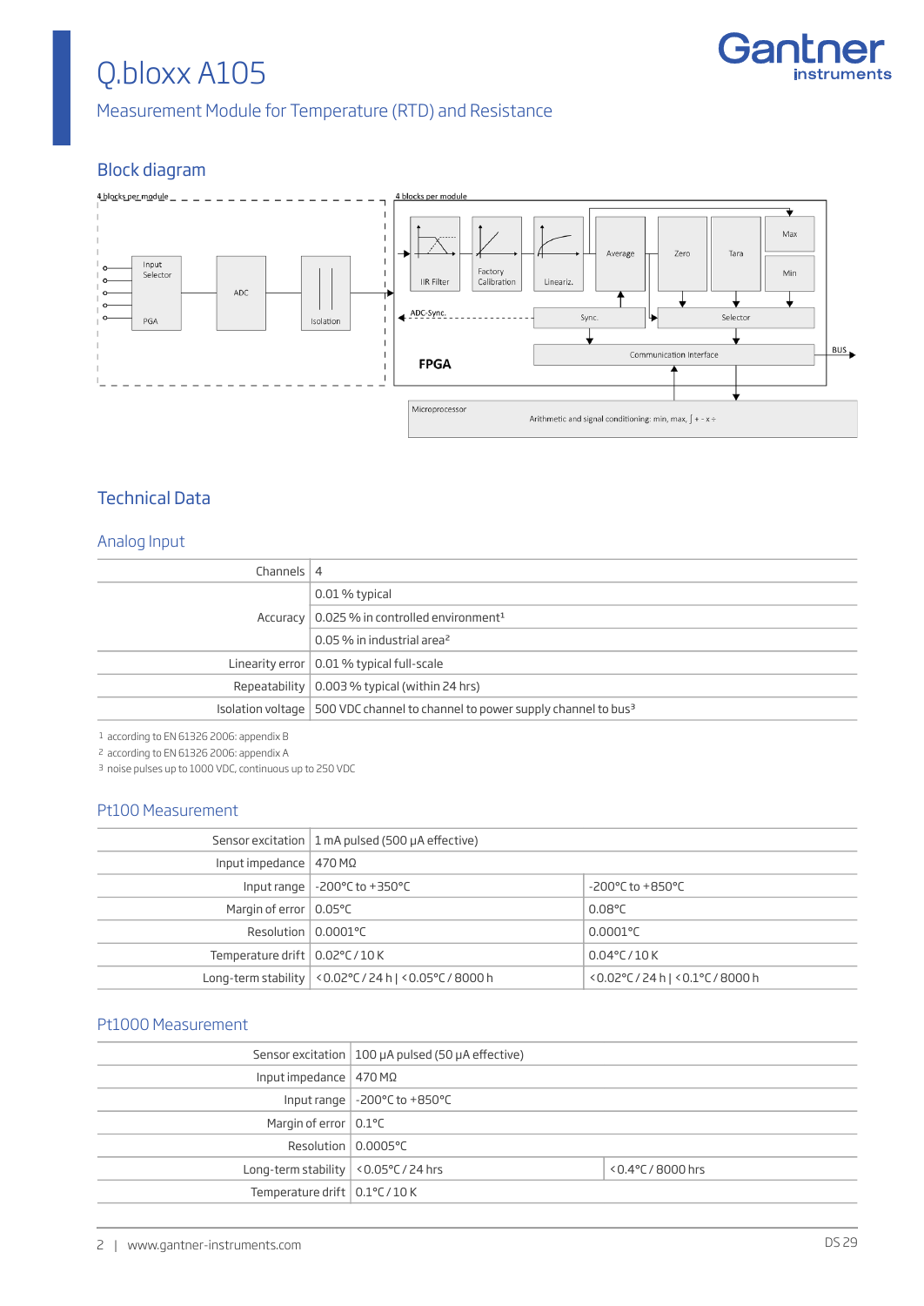# Q.bloxx A105

Measurement Module for Temperature (RTD) and Resistance

## Block diagram

4 blocks per module

Input Selector

PGA

ADC

Isolation

4 blocks per module

IIR Filter

Factory Calibration

Lineariz.

Average

Zero

Tara

Max

Min

ADC-Sync.

Sync.

Selector

Communication Interface

BUS

FPGA

Microprocessor

Arithmetic and signal conditioning: min, max, ∫ + - x ÷

## Technical Data

### Analog Input

| | |
|---|---|
| Channels | 4 |
| Accuracy | 0.01 % typical |
| | 0.025 % in controlled environment[1] |
| | 0.05 % in industrial area[2] |
| Linearity error | 0.01 % typical full-scale |
| Repeatability | 0.003 % typical (within 24 hrs) |
| Isolation voltage | 500 VDC channel to channel to power supply channel to bus[3] |

1 according to EN 61326 2006: appendix B
2 according to EN 61326 2006: appendix A
3 noise pulses up to 1000 VDC, continuous up to 250 VDC

### Pt100 Measurement

| | | |
|---|---|---|
| Sensor excitation | 1 mA pulsed (500 µA effective) | |
| Input impedance | 470 MΩ | |
| Input range | -200°C to +350°C | -200°C to +850°C |
| Margin of error | 0.05°C | 0.08°C |
| Resolution | 0.0001°C | 0.0001°C |
| Temperature drift | 0.02°C / 10 K | 0.04°C / 10 K |
| Long-term stability | <0.02°C / 24 h \| <0.05°C / 8000 h | <0.02°C / 24 h \| <0.1°C / 8000 h |

### Pt1000 Measurement

| | | |
|---|---|---|
| Sensor excitation | 100 µA pulsed (50 µA effective) | |
| Input impedance | 470 MΩ | |
| Input range | -200°C to +850°C | |
| Margin of error | 0.1°C | |
| Resolution | 0.0005°C | |
| Long-term stability | <0.05°C / 24 hrs | <0.4°C / 8000 hrs |
| Temperature drift | 0.1°C / 10 K | |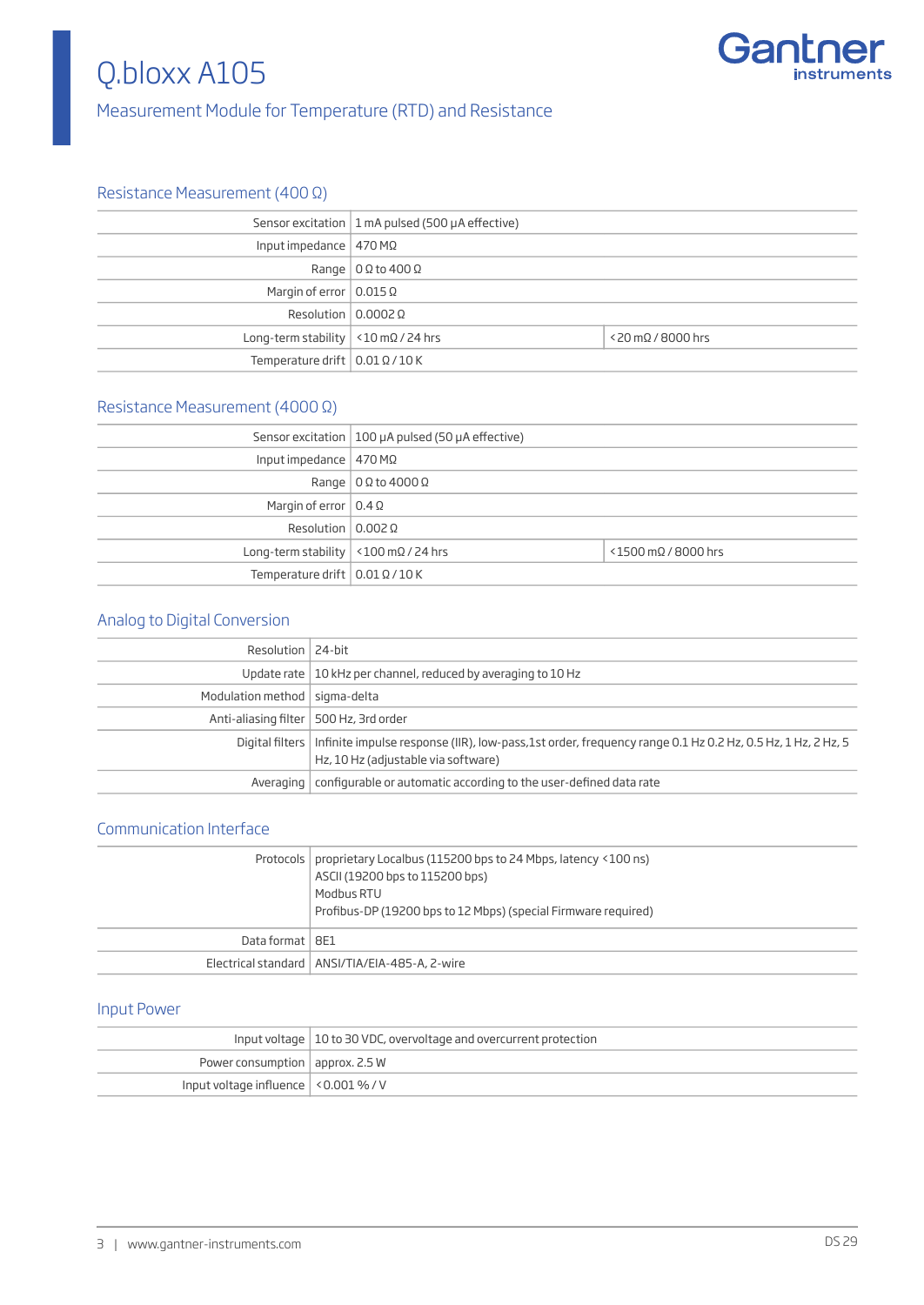# Q.bloxx A105

Measurement Module for Temperature (RTD) and Resistance

## Resistance Measurement (400 Ω)

| | | |
|---|---|---|
| Sensor excitation | 1 mA pulsed (500 µA effective) | |
| Input impedance | 470 MΩ | |
| Range | 0 Ω to 400 Ω | |
| Margin of error | 0.015 Ω | |
| Resolution | 0.0002 Ω | |
| Long-term stability | <10 mΩ / 24 hrs | <20 mΩ / 8000 hrs |
| Temperature drift | 0.01 Ω / 10 K | |

## Resistance Measurement (4000 Ω)

| | | |
|---|---|---|
| Sensor excitation | 100 µA pulsed (50 µA effective) | |
| Input impedance | 470 MΩ | |
| Range | 0 Ω to 4000 Ω | |
| Margin of error | 0.4 Ω | |
| Resolution | 0.002 Ω | |
| Long-term stability | <100 mΩ / 24 hrs | <1500 mΩ / 8000 hrs |
| Temperature drift | 0.01 Ω / 10 K | |

## Analog to Digital Conversion

| | |
|---|---|
| Resolution | 24-bit |
| Update rate | 10 kHz per channel, reduced by averaging to 10 Hz |
| Modulation method | sigma-delta |
| Anti-aliasing filter | 500 Hz, 3rd order |
| Digital filters | Infinite impulse response (IIR), low-pass,1st order, frequency range 0.1 Hz 0.2 Hz, 0.5 Hz, 1 Hz, 2 Hz, 5 Hz, 10 Hz (adjustable via software) |
| Averaging | configurable or automatic according to the user-defined data rate |

## Communication Interface

| | |
|---|---|
| Protocols | proprietary Localbus (115200 bps to 24 Mbps, latency <100 ns)<br>ASCII (19200 bps to 115200 bps)<br>Modbus RTU<br>Profibus-DP (19200 bps to 12 Mbps) (special Firmware required) |
| Data format | 8E1 |
| Electrical standard | ANSI/TIA/EIA-485-A, 2-wire |

## Input Power

| | |
|---|---|
| Input voltage | 10 to 30 VDC, overvoltage and overcurrent protection |
| Power consumption | approx. 2.5 W |
| Input voltage influence | <0.001 % / V |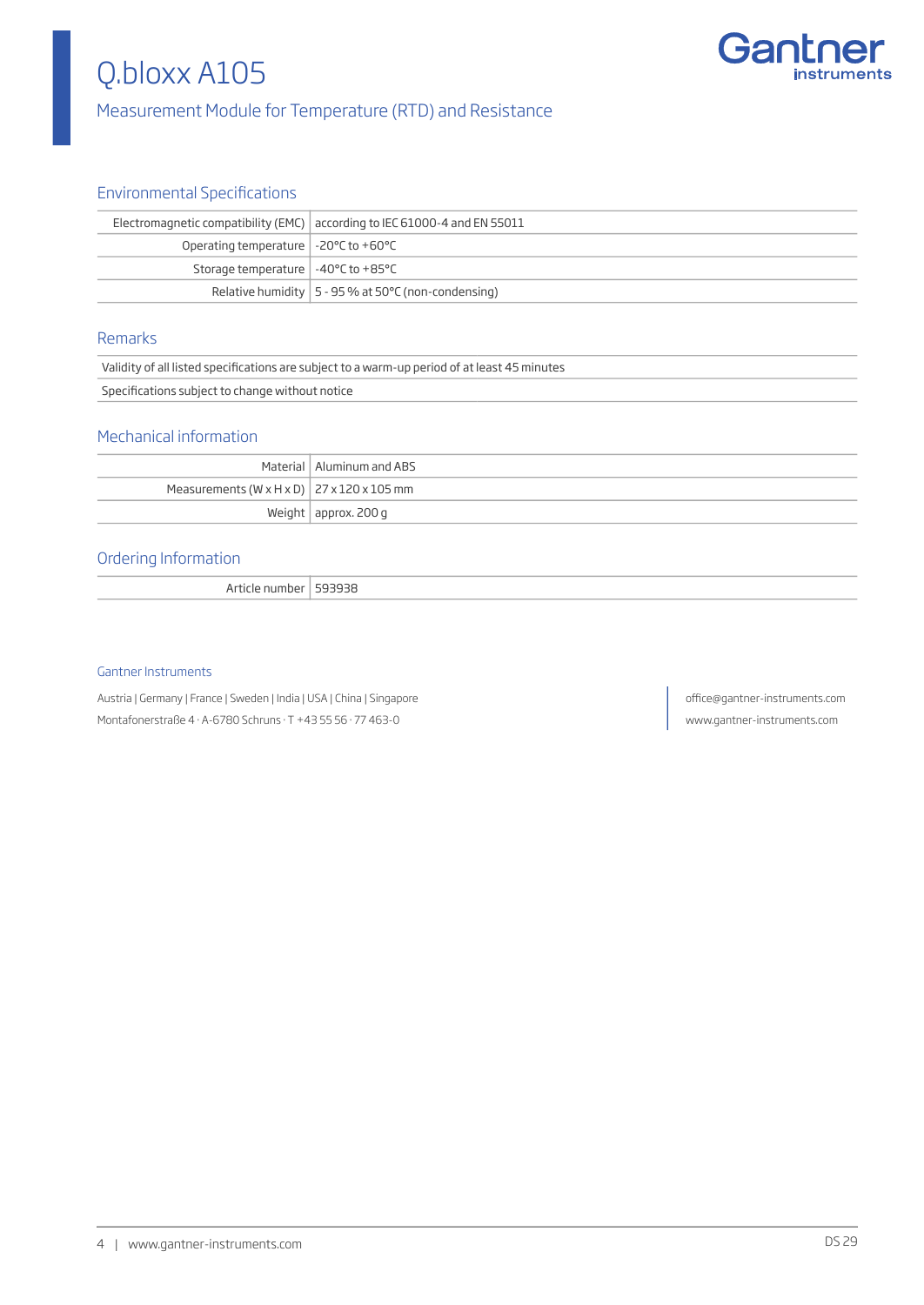# Q.bloxx A105

Measurement Module for Temperature (RTD) and Resistance

## Environmental Specifications

| | |
|---|---|
| Electromagnetic compatibility (EMC) | according to IEC 61000-4 and EN 55011 |
| Operating temperature | -20°C to +60°C |
| Storage temperature | -40°C to +85°C |
| Relative humidity | 5 - 95 % at 50°C (non-condensing) |

## Remarks

| |
|---|
| Validity of all listed specifications are subject to a warm-up period of at least 45 minutes |
| Specifications subject to change without notice |

## Mechanical information

| | |
|---|---|
| Material | Aluminum and ABS |
| Measurements (W x H x D) | 27 x 120 x 105 mm |
| Weight | approx. 200 g |

## Ordering Information

| | |
|---|---|
| Article number | 593938 |

Gantner Instruments

Austria | Germany | France | Sweden | India | USA | China | Singapore

Montafonerstraße 4 · A-6780 Schruns · T +43 55 56 · 77 463-0

office@gantner-instruments.com

www.gantner-instruments.com